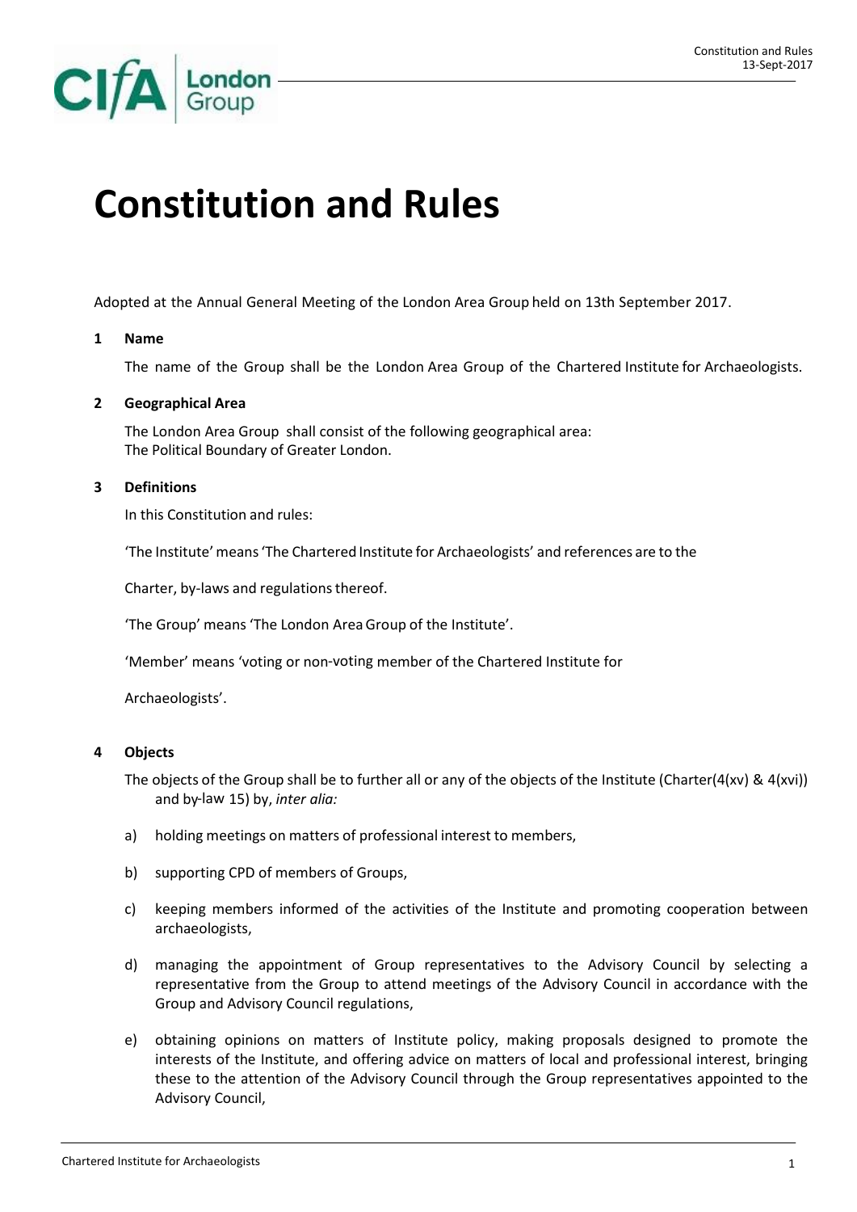# Constitution and Rules

Adopted at the Annual General Meeting of the London Area Group held on 13th September 2017.

## 1 Name

The name of the Group shall be the London Area Group of the Chartered Institute for Archaeologists.

## 2 Geographical Area

The London Area Group shall consist of the following geographical area:
The Political Boundary of Greater London.

## 3 Definitions

In this Constitution and rules:

'The Institute' means 'The Chartered Institute for Archaeologists' and references are to the Charter, by-laws and regulations thereof.

'The Group' means 'The London Area Group of the Institute'.

'Member' means 'voting or non-voting member of the Chartered Institute for Archaeologists'.

## 4 Objects

The objects of the Group shall be to further all or any of the objects of the Institute (Charter(4(xv) & 4(xvi)) and by-law 15) by, *inter alia:*

a) holding meetings on matters of professional interest to members,

b) supporting CPD of members of Groups,

c) keeping members informed of the activities of the Institute and promoting cooperation between archaeologists,

d) managing the appointment of Group representatives to the Advisory Council by selecting a representative from the Group to attend meetings of the Advisory Council in accordance with the Group and Advisory Council regulations,

e) obtaining opinions on matters of Institute policy, making proposals designed to promote the interests of the Institute, and offering advice on matters of local and professional interest, bringing these to the attention of the Advisory Council through the Group representatives appointed to the Advisory Council,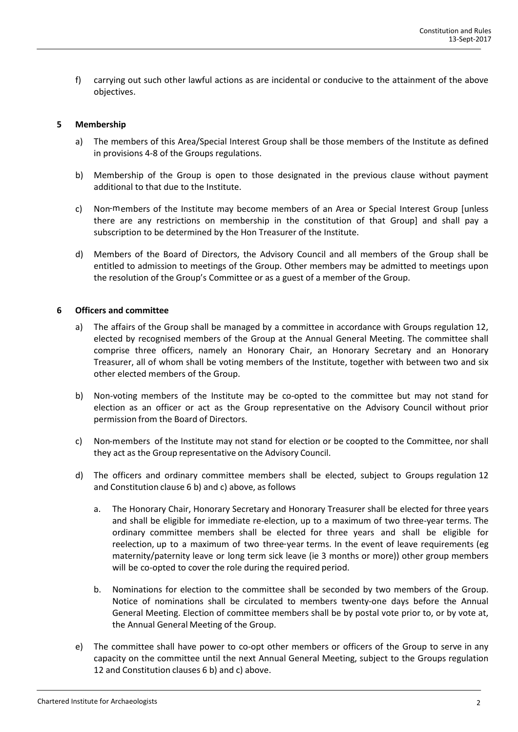f) carrying out such other lawful actions as are incidental or conducive to the attainment of the above objectives.

## 5 Membership

a) The members of this Area/Special Interest Group shall be those members of the Institute as defined in provisions 4-8 of the Groups regulations.

b) Membership of the Group is open to those designated in the previous clause without payment additional to that due to the Institute.

c) Non-members of the Institute may become members of an Area or Special Interest Group [unless there are any restrictions on membership in the constitution of that Group] and shall pay a subscription to be determined by the Hon Treasurer of the Institute.

d) Members of the Board of Directors, the Advisory Council and all members of the Group shall be entitled to admission to meetings of the Group. Other members may be admitted to meetings upon the resolution of the Group's Committee or as a guest of a member of the Group.

## 6 Officers and committee

a) The affairs of the Group shall be managed by a committee in accordance with Groups regulation 12, elected by recognised members of the Group at the Annual General Meeting. The committee shall comprise three officers, namely an Honorary Chair, an Honorary Secretary and an Honorary Treasurer, all of whom shall be voting members of the Institute, together with between two and six other elected members of the Group.

b) Non-voting members of the Institute may be co-opted to the committee but may not stand for election as an officer or act as the Group representative on the Advisory Council without prior permission from the Board of Directors.

c) Non-members of the Institute may not stand for election or be coopted to the Committee, nor shall they act as the Group representative on the Advisory Council.

d) The officers and ordinary committee members shall be elected, subject to Groups regulation 12 and Constitution clause 6 b) and c) above, as follows

   a. The Honorary Chair, Honorary Secretary and Honorary Treasurer shall be elected for three years and shall be eligible for immediate re-election, up to a maximum of two three-year terms. The ordinary committee members shall be elected for three years and shall be eligible for reelection, up to a maximum of two three-year terms. In the event of leave requirements (eg maternity/paternity leave or long term sick leave (ie 3 months or more)) other group members will be co-opted to cover the role during the required period.

   b. Nominations for election to the committee shall be seconded by two members of the Group. Notice of nominations shall be circulated to members twenty-one days before the Annual General Meeting. Election of committee members shall be by postal vote prior to, or by vote at, the Annual General Meeting of the Group.

e) The committee shall have power to co-opt other members or officers of the Group to serve in any capacity on the committee until the next Annual General Meeting, subject to the Groups regulation 12 and Constitution clauses 6 b) and c) above.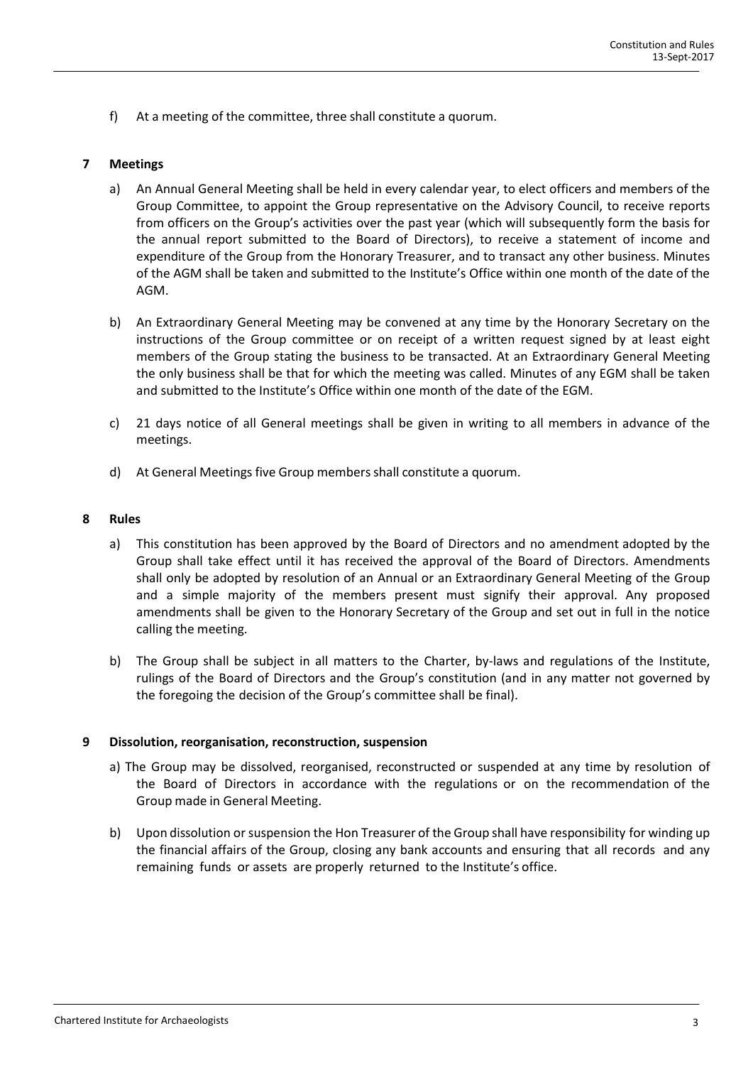f) At a meeting of the committee, three shall constitute a quorum.

## 7 Meetings

a) An Annual General Meeting shall be held in every calendar year, to elect officers and members of the Group Committee, to appoint the Group representative on the Advisory Council, to receive reports from officers on the Group's activities over the past year (which will subsequently form the basis for the annual report submitted to the Board of Directors), to receive a statement of income and expenditure of the Group from the Honorary Treasurer, and to transact any other business. Minutes of the AGM shall be taken and submitted to the Institute's Office within one month of the date of the AGM.

b) An Extraordinary General Meeting may be convened at any time by the Honorary Secretary on the instructions of the Group committee or on receipt of a written request signed by at least eight members of the Group stating the business to be transacted. At an Extraordinary General Meeting the only business shall be that for which the meeting was called. Minutes of any EGM shall be taken and submitted to the Institute's Office within one month of the date of the EGM.

c) 21 days notice of all General meetings shall be given in writing to all members in advance of the meetings.

d) At General Meetings five Group members shall constitute a quorum.

## 8 Rules

a) This constitution has been approved by the Board of Directors and no amendment adopted by the Group shall take effect until it has received the approval of the Board of Directors. Amendments shall only be adopted by resolution of an Annual or an Extraordinary General Meeting of the Group and a simple majority of the members present must signify their approval. Any proposed amendments shall be given to the Honorary Secretary of the Group and set out in full in the notice calling the meeting.

b) The Group shall be subject in all matters to the Charter, by-laws and regulations of the Institute, rulings of the Board of Directors and the Group's constitution (and in any matter not governed by the foregoing the decision of the Group's committee shall be final).

## 9 Dissolution, reorganisation, reconstruction, suspension

a) The Group may be dissolved, reorganised, reconstructed or suspended at any time by resolution of the Board of Directors in accordance with the regulations or on the recommendation of the Group made in General Meeting.

b) Upon dissolution or suspension the Hon Treasurer of the Group shall have responsibility for winding up the financial affairs of the Group, closing any bank accounts and ensuring that all records and any remaining funds or assets are properly returned to the Institute's office.